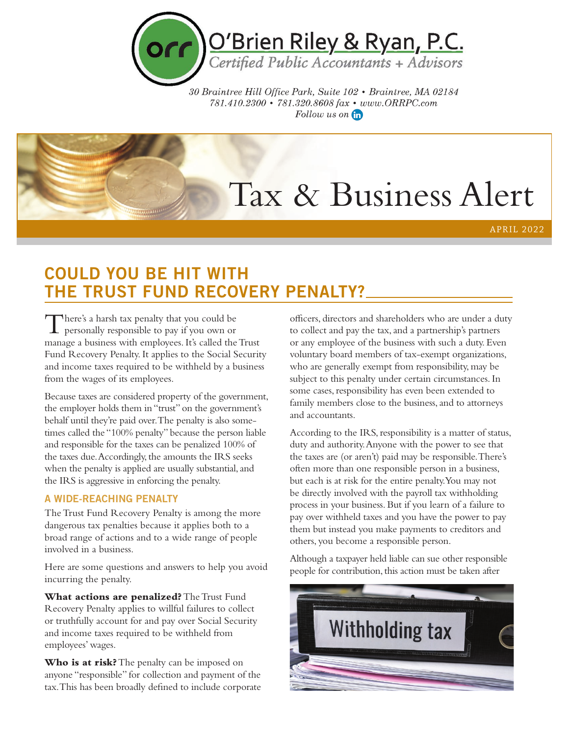O'Brien Riley & Ryan, P.C.

*Certified Public Accountants + Advisors*

*30 Braintree Hill Office Park, Suite 102 • Braintree, MA 02184*
*781.410.2300 • 781.320.8608 fax • www.ORRPC.com*
*Follow us on*

# Tax & Business Alert

APRIL 2022

## COULD YOU BE HIT WITH THE TRUST FUND RECOVERY PENALTY?

There's a harsh tax penalty that you could be personally responsible to pay if you own or manage a business with employees. It's called the Trust Fund Recovery Penalty. It applies to the Social Security and income taxes required to be withheld by a business from the wages of its employees.

Because taxes are considered property of the government, the employer holds them in "trust" on the government's behalf until they're paid over. The penalty is also sometimes called the "100% penalty" because the person liable and responsible for the taxes can be penalized 100% of the taxes due. Accordingly, the amounts the IRS seeks when the penalty is applied are usually substantial, and the IRS is aggressive in enforcing the penalty.

### A WIDE-REACHING PENALTY

The Trust Fund Recovery Penalty is among the more dangerous tax penalties because it applies both to a broad range of actions and to a wide range of people involved in a business.

Here are some questions and answers to help you avoid incurring the penalty.

**What actions are penalized?** The Trust Fund Recovery Penalty applies to willful failures to collect or truthfully account for and pay over Social Security and income taxes required to be withheld from employees' wages.

**Who is at risk?** The penalty can be imposed on anyone "responsible" for collection and payment of the tax. This has been broadly defined to include corporate officers, directors and shareholders who are under a duty to collect and pay the tax, and a partnership's partners or any employee of the business with such a duty. Even voluntary board members of tax-exempt organizations, who are generally exempt from responsibility, may be subject to this penalty under certain circumstances. In some cases, responsibility has even been extended to family members close to the business, and to attorneys and accountants.

According to the IRS, responsibility is a matter of status, duty and authority. Anyone with the power to see that the taxes are (or aren't) paid may be responsible. There's often more than one responsible person in a business, but each is at risk for the entire penalty. You may not be directly involved with the payroll tax withholding process in your business. But if you learn of a failure to pay over withheld taxes and you have the power to pay them but instead you make payments to creditors and others, you become a responsible person.

Although a taxpayer held liable can sue other responsible people for contribution, this action must be taken after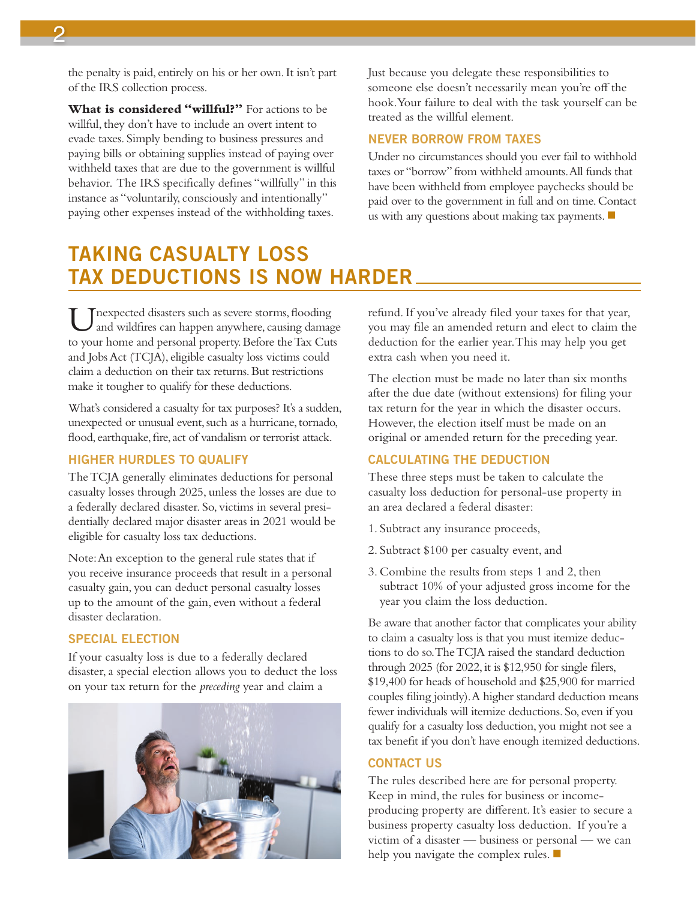the penalty is paid, entirely on his or her own. It isn't part of the IRS collection process.

**What is considered "willful?"** For actions to be willful, they don't have to include an overt intent to evade taxes. Simply bending to business pressures and paying bills or obtaining supplies instead of paying over withheld taxes that are due to the government is willful behavior. The IRS specifically defines "willfully" in this instance as "voluntarily, consciously and intentionally" paying other expenses instead of the withholding taxes.

Just because you delegate these responsibilities to someone else doesn't necessarily mean you're off the hook. Your failure to deal with the task yourself can be treated as the willful element.

### NEVER BORROW FROM TAXES

Under no circumstances should you ever fail to withhold taxes or "borrow" from withheld amounts. All funds that have been withheld from employee paychecks should be paid over to the government in full and on time. Contact us with any questions about making tax payments. ■

## TAKING CASUALTY LOSS TAX DEDUCTIONS IS NOW HARDER

Unexpected disasters such as severe storms, flooding and wildfires can happen anywhere, causing damage to your home and personal property. Before the Tax Cuts and Jobs Act (TCJA), eligible casualty loss victims could claim a deduction on their tax returns. But restrictions make it tougher to qualify for these deductions.

What's considered a casualty for tax purposes? It's a sudden, unexpected or unusual event, such as a hurricane, tornado, flood, earthquake, fire, act of vandalism or terrorist attack.

### HIGHER HURDLES TO QUALIFY

The TCJA generally eliminates deductions for personal casualty losses through 2025, unless the losses are due to a federally declared disaster. So, victims in several presidentially declared major disaster areas in 2021 would be eligible for casualty loss tax deductions.

Note: An exception to the general rule states that if you receive insurance proceeds that result in a personal casualty gain, you can deduct personal casualty losses up to the amount of the gain, even without a federal disaster declaration.

### SPECIAL ELECTION

If your casualty loss is due to a federally declared disaster, a special election allows you to deduct the loss on your tax return for the *preceding* year and claim a refund. If you've already filed your taxes for that year, you may file an amended return and elect to claim the deduction for the earlier year. This may help you get extra cash when you need it.

The election must be made no later than six months after the due date (without extensions) for filing your tax return for the year in which the disaster occurs. However, the election itself must be made on an original or amended return for the preceding year.

### CALCULATING THE DEDUCTION

These three steps must be taken to calculate the casualty loss deduction for personal-use property in an area declared a federal disaster:

1. Subtract any insurance proceeds,
2. Subtract $100 per casualty event, and
3. Combine the results from steps 1 and 2, then subtract 10% of your adjusted gross income for the year you claim the loss deduction.

Be aware that another factor that complicates your ability to claim a casualty loss is that you must itemize deductions to do so. The TCJA raised the standard deduction through 2025 (for 2022, it is $12,950 for single filers, $19,400 for heads of household and $25,900 for married couples filing jointly). A higher standard deduction means fewer individuals will itemize deductions. So, even if you qualify for a casualty loss deduction, you might not see a tax benefit if you don't have enough itemized deductions.

### CONTACT US

The rules described here are for personal property. Keep in mind, the rules for business or income-producing property are different. It's easier to secure a business property casualty loss deduction. If you're a victim of a disaster — business or personal — we can help you navigate the complex rules. ■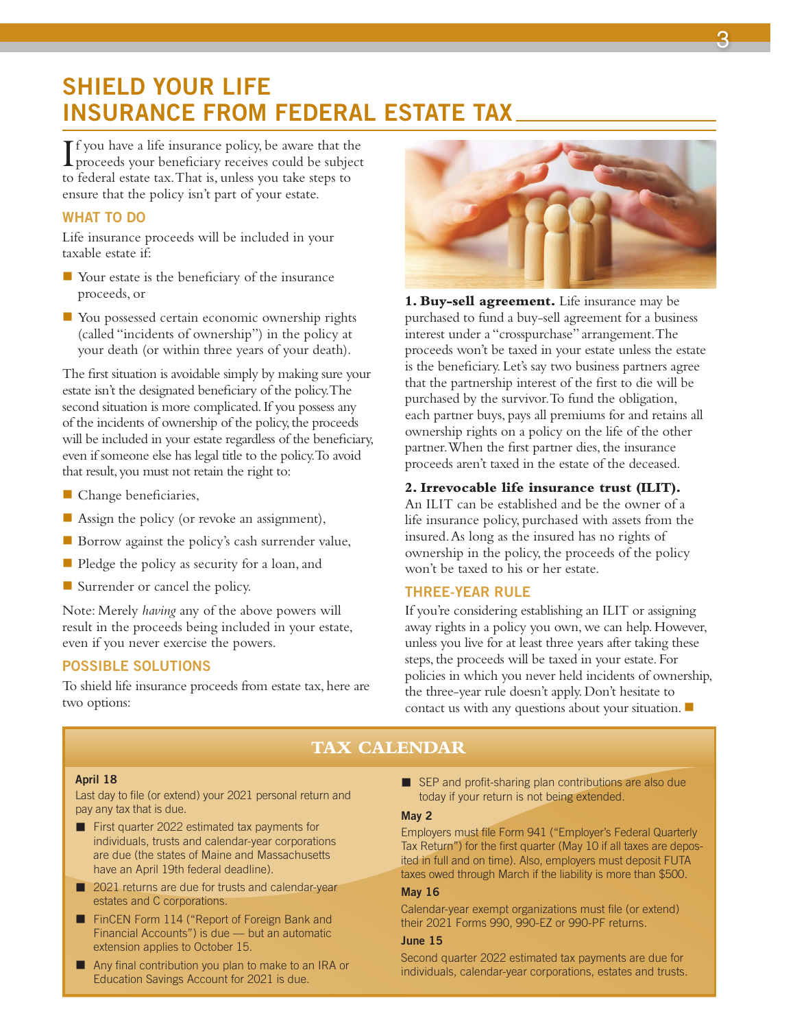# SHIELD YOUR LIFE INSURANCE FROM FEDERAL ESTATE TAX

If you have a life insurance policy, be aware that the proceeds your beneficiary receives could be subject to federal estate tax. That is, unless you take steps to ensure that the policy isn't part of your estate.

## WHAT TO DO

Life insurance proceeds will be included in your taxable estate if:

- Your estate is the beneficiary of the insurance proceeds, or
- You possessed certain economic ownership rights (called "incidents of ownership") in the policy at your death (or within three years of your death).

The first situation is avoidable simply by making sure your estate isn't the designated beneficiary of the policy. The second situation is more complicated. If you possess any of the incidents of ownership of the policy, the proceeds will be included in your estate regardless of the beneficiary, even if someone else has legal title to the policy. To avoid that result, you must not retain the right to:

- Change beneficiaries,
- Assign the policy (or revoke an assignment),
- Borrow against the policy's cash surrender value,
- Pledge the policy as security for a loan, and
- Surrender or cancel the policy.

Note: Merely *having* any of the above powers will result in the proceeds being included in your estate, even if you never exercise the powers.

## POSSIBLE SOLUTIONS

To shield life insurance proceeds from estate tax, here are two options:

**1. Buy-sell agreement.** Life insurance may be purchased to fund a buy-sell agreement for a business interest under a "crosspurchase" arrangement. The proceeds won't be taxed in your estate unless the estate is the beneficiary. Let's say two business partners agree that the partnership interest of the first to die will be purchased by the survivor. To fund the obligation, each partner buys, pays all premiums for and retains all ownership rights on a policy on the life of the other partner. When the first partner dies, the insurance proceeds aren't taxed in the estate of the deceased.

**2. Irrevocable life insurance trust (ILIT).** An ILIT can be established and be the owner of a life insurance policy, purchased with assets from the insured. As long as the insured has no rights of ownership in the policy, the proceeds of the policy won't be taxed to his or her estate.

## THREE-YEAR RULE

If you're considering establishing an ILIT or assigning away rights in a policy you own, we can help. However, unless you live for at least three years after taking these steps, the proceeds will be taxed in your estate. For policies in which you never held incidents of ownership, the three-year rule doesn't apply. Don't hesitate to contact us with any questions about your situation. ■

## TAX CALENDAR

**April 18**

Last day to file (or extend) your 2021 personal return and pay any tax that is due.

- First quarter 2022 estimated tax payments for individuals, trusts and calendar-year corporations are due (the states of Maine and Massachusetts have an April 19th federal deadline).
- 2021 returns are due for trusts and calendar-year estates and C corporations.
- FinCEN Form 114 ("Report of Foreign Bank and Financial Accounts") is due — but an automatic extension applies to October 15.
- Any final contribution you plan to make to an IRA or Education Savings Account for 2021 is due.
- SEP and profit-sharing plan contributions are also due today if your return is not being extended.

**May 2**

Employers must file Form 941 ("Employer's Federal Quarterly Tax Return") for the first quarter (May 10 if all taxes are deposited in full and on time). Also, employers must deposit FUTA taxes owed through March if the liability is more than $500.

**May 16**

Calendar-year exempt organizations must file (or extend) their 2021 Forms 990, 990-EZ or 990-PF returns.

**June 15**

Second quarter 2022 estimated tax payments are due for individuals, calendar-year corporations, estates and trusts.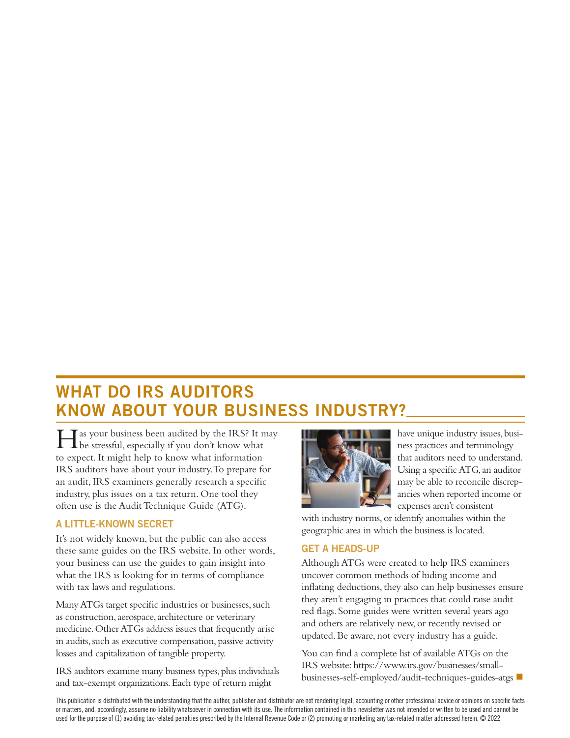# WHAT DO IRS AUDITORS KNOW ABOUT YOUR BUSINESS INDUSTRY?

Has your business been audited by the IRS? It may be stressful, especially if you don't know what to expect. It might help to know what information IRS auditors have about your industry. To prepare for an audit, IRS examiners generally research a specific industry, plus issues on a tax return. One tool they often use is the Audit Technique Guide (ATG).

## A LITTLE-KNOWN SECRET

It's not widely known, but the public can also access these same guides on the IRS website. In other words, your business can use the guides to gain insight into what the IRS is looking for in terms of compliance with tax laws and regulations.

Many ATGs target specific industries or businesses, such as construction, aerospace, architecture or veterinary medicine. Other ATGs address issues that frequently arise in audits, such as executive compensation, passive activity losses and capitalization of tangible property.

IRS auditors examine many business types, plus individuals and tax-exempt organizations. Each type of return might have unique industry issues, business practices and terminology that auditors need to understand. Using a specific ATG, an auditor may be able to reconcile discrepancies when reported income or expenses aren't consistent with industry norms, or identify anomalies within the geographic area in which the business is located.

## GET A HEADS-UP

Although ATGs were created to help IRS examiners uncover common methods of hiding income and inflating deductions, they also can help businesses ensure they aren't engaging in practices that could raise audit red flags. Some guides were written several years ago and others are relatively new, or recently revised or updated. Be aware, not every industry has a guide.

You can find a complete list of available ATGs on the IRS website: https://www.irs.gov/businesses/small-businesses-self-employed/audit-techniques-guides-atgs ■

This publication is distributed with the understanding that the author, publisher and distributor are not rendering legal, accounting or other professional advice or opinions on specific facts or matters, and, accordingly, assume no liability whatsoever in connection with its use. The information contained in this newsletter was not intended or written to be used and cannot be used for the purpose of (1) avoiding tax-related penalties prescribed by the Internal Revenue Code or (2) promoting or marketing any tax-related matter addressed herein. © 2022